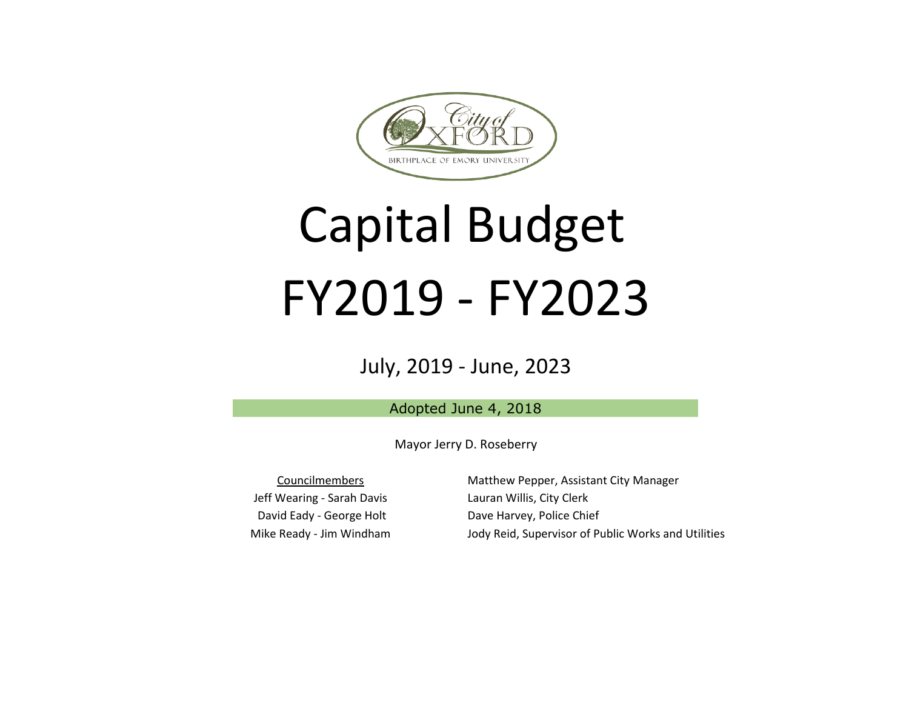# Capital Budget FY2019 - FY2023

July, 2019 - June, 2023

Adopted June 4, 2018

Mayor Jerry D. Roseberry

Councilmembers

Jeff Wearing - Sarah Davis

David Eady - George Holt

Mike Ready - Jim Windham

Matthew Pepper, Assistant City Manager

Lauran Willis, City Clerk

Dave Harvey, Police Chief

Jody Reid, Supervisor of Public Works and Utilities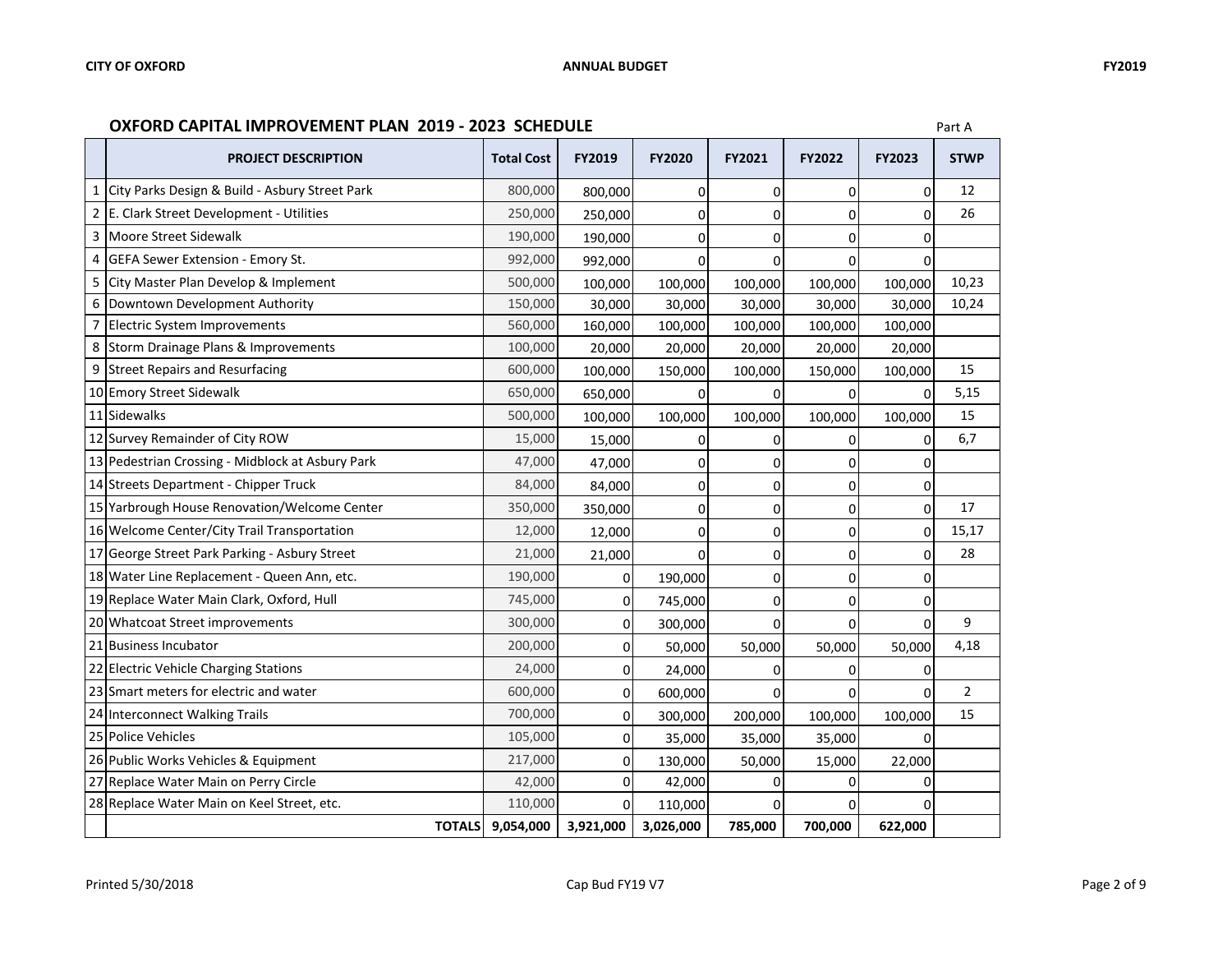## OXFORD CAPITAL IMPROVEMENT PLAN 2019 - 2023 SCHEDULE

Part A

| | PROJECT DESCRIPTION | Total Cost | FY2019 | FY2020 | FY2021 | FY2022 | FY2023 | STWP |
|---|---|---|---|---|---|---|---|---|
| 1 | City Parks Design & Build - Asbury Street Park | 800,000 | 800,000 | 0 | 0 | 0 | 0 | 12 |
| 2 | E. Clark Street Development - Utilities | 250,000 | 250,000 | 0 | 0 | 0 | 0 | 26 |
| 3 | Moore Street Sidewalk | 190,000 | 190,000 | 0 | 0 | 0 | 0 | |
| 4 | GEFA Sewer Extension - Emory St. | 992,000 | 992,000 | 0 | 0 | 0 | 0 | |
| 5 | City Master Plan Develop & Implement | 500,000 | 100,000 | 100,000 | 100,000 | 100,000 | 100,000 | 10,23 |
| 6 | Downtown Development Authority | 150,000 | 30,000 | 30,000 | 30,000 | 30,000 | 30,000 | 10,24 |
| 7 | Electric System Improvements | 560,000 | 160,000 | 100,000 | 100,000 | 100,000 | 100,000 | |
| 8 | Storm Drainage Plans & Improvements | 100,000 | 20,000 | 20,000 | 20,000 | 20,000 | 20,000 | |
| 9 | Street Repairs and Resurfacing | 600,000 | 100,000 | 150,000 | 100,000 | 150,000 | 100,000 | 15 |
| 10 | Emory Street Sidewalk | 650,000 | 650,000 | 0 | 0 | 0 | 0 | 5,15 |
| 11 | Sidewalks | 500,000 | 100,000 | 100,000 | 100,000 | 100,000 | 100,000 | 15 |
| 12 | Survey Remainder of City ROW | 15,000 | 15,000 | 0 | 0 | 0 | 0 | 6,7 |
| 13 | Pedestrian Crossing - Midblock at Asbury Park | 47,000 | 47,000 | 0 | 0 | 0 | 0 | |
| 14 | Streets Department - Chipper Truck | 84,000 | 84,000 | 0 | 0 | 0 | 0 | |
| 15 | Yarbrough House Renovation/Welcome Center | 350,000 | 350,000 | 0 | 0 | 0 | 0 | 17 |
| 16 | Welcome Center/City Trail Transportation | 12,000 | 12,000 | 0 | 0 | 0 | 0 | 15,17 |
| 17 | George Street Park Parking - Asbury Street | 21,000 | 21,000 | 0 | 0 | 0 | 0 | 28 |
| 18 | Water Line Replacement - Queen Ann, etc. | 190,000 | 0 | 190,000 | 0 | 0 | 0 | |
| 19 | Replace Water Main Clark, Oxford, Hull | 745,000 | 0 | 745,000 | 0 | 0 | 0 | |
| 20 | Whatcoat Street improvements | 300,000 | 0 | 300,000 | 0 | 0 | 0 | 9 |
| 21 | Business Incubator | 200,000 | 0 | 50,000 | 50,000 | 50,000 | 50,000 | 4,18 |
| 22 | Electric Vehicle Charging Stations | 24,000 | 0 | 24,000 | 0 | 0 | 0 | |
| 23 | Smart meters for electric and water | 600,000 | 0 | 600,000 | 0 | 0 | 0 | 2 |
| 24 | Interconnect Walking Trails | 700,000 | 0 | 300,000 | 200,000 | 100,000 | 100,000 | 15 |
| 25 | Police Vehicles | 105,000 | 0 | 35,000 | 35,000 | 35,000 | 0 | |
| 26 | Public Works Vehicles & Equipment | 217,000 | 0 | 130,000 | 50,000 | 15,000 | 22,000 | |
| 27 | Replace Water Main on Perry Circle | 42,000 | 0 | 42,000 | 0 | 0 | 0 | |
| 28 | Replace Water Main on Keel Street, etc. | 110,000 | 0 | 110,000 | 0 | 0 | 0 | |
| | **TOTALS** | **9,054,000** | **3,921,000** | **3,026,000** | **785,000** | **700,000** | **622,000** | |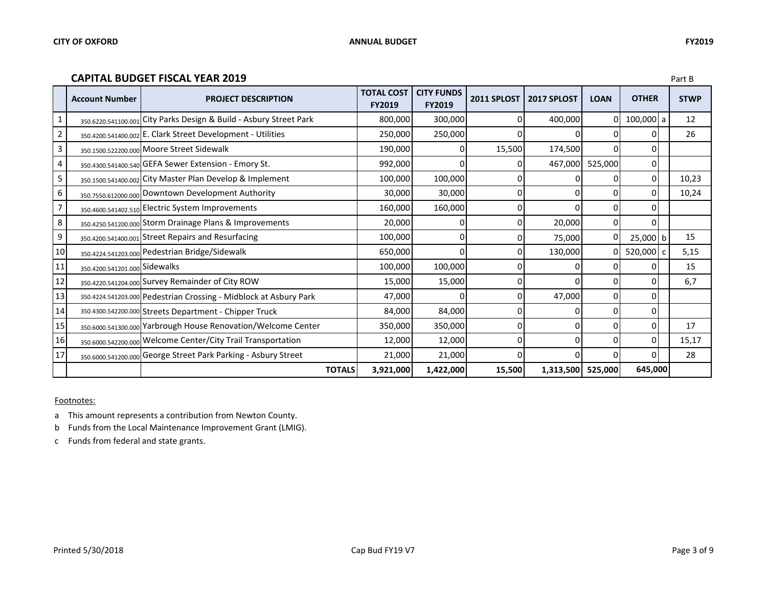## CAPITAL BUDGET FISCAL YEAR 2019

Part B

| | Account Number | PROJECT DESCRIPTION | TOTAL COST FY2019 | CITY FUNDS FY2019 | 2011 SPLOST | 2017 SPLOST | LOAN | OTHER | | STWP |
|---|---|---|---|---|---|---|---|---|---|---|
| 1 | 350.6220.541100.001 | City Parks Design & Build - Asbury Street Park | 800,000 | 300,000 | 0 | 400,000 | 0 | 100,000 | a | 12 |
| 2 | 350.4200.541400.002 | E. Clark Street Development - Utilities | 250,000 | 250,000 | 0 | 0 | 0 | 0 | | 26 |
| 3 | 350.1500.522200.000 | Moore Street Sidewalk | 190,000 | 0 | 15,500 | 174,500 | 0 | 0 | | |
| 4 | 350.4300.541400.540 | GEFA Sewer Extension - Emory St. | 992,000 | 0 | 0 | 467,000 | 525,000 | 0 | | |
| 5 | 350.1500.541400.002 | City Master Plan Develop & Implement | 100,000 | 100,000 | 0 | 0 | 0 | 0 | | 10,23 |
| 6 | 350.7550.612000.000 | Downtown Development Authority | 30,000 | 30,000 | 0 | 0 | 0 | 0 | | 10,24 |
| 7 | 350.4600.541402.510 | Electric System Improvements | 160,000 | 160,000 | 0 | 0 | 0 | 0 | | |
| 8 | 350.4250.541200.000 | Storm Drainage Plans & Improvements | 20,000 | 0 | 0 | 20,000 | 0 | 0 | | |
| 9 | 350.4200.541400.001 | Street Repairs and Resurfacing | 100,000 | 0 | 0 | 75,000 | 0 | 25,000 | b | 15 |
| 10 | 350.4224.541203.000 | Pedestrian Bridge/Sidewalk | 650,000 | 0 | 0 | 130,000 | 0 | 520,000 | c | 5,15 |
| 11 | 350.4200.541201.000 | Sidewalks | 100,000 | 100,000 | 0 | 0 | 0 | 0 | | 15 |
| 12 | 350.4220.541204.000 | Survey Remainder of City ROW | 15,000 | 15,000 | 0 | 0 | 0 | 0 | | 6,7 |
| 13 | 350.4224.541203.000 | Pedestrian Crossing - Midblock at Asbury Park | 47,000 | 0 | 0 | 47,000 | 0 | 0 | | |
| 14 | 350.4300.542200.000 | Streets Department - Chipper Truck | 84,000 | 84,000 | 0 | 0 | 0 | 0 | | |
| 15 | 350.6000.541300.000 | Yarbrough House Renovation/Welcome Center | 350,000 | 350,000 | 0 | 0 | 0 | 0 | | 17 |
| 16 | 350.6000.542200.000 | Welcome Center/City Trail Transportation | 12,000 | 12,000 | 0 | 0 | 0 | 0 | | 15,17 |
| 17 | 350.6000.541200.000 | George Street Park Parking - Asbury Street | 21,000 | 21,000 | 0 | 0 | 0 | 0 | | 28 |
| | | **TOTALS** | **3,921,000** | **1,422,000** | **15,500** | **1,313,500** | **525,000** | **645,000** | | |

Footnotes:

a This amount represents a contribution from Newton County.

b Funds from the Local Maintenance Improvement Grant (LMIG).

c Funds from federal and state grants.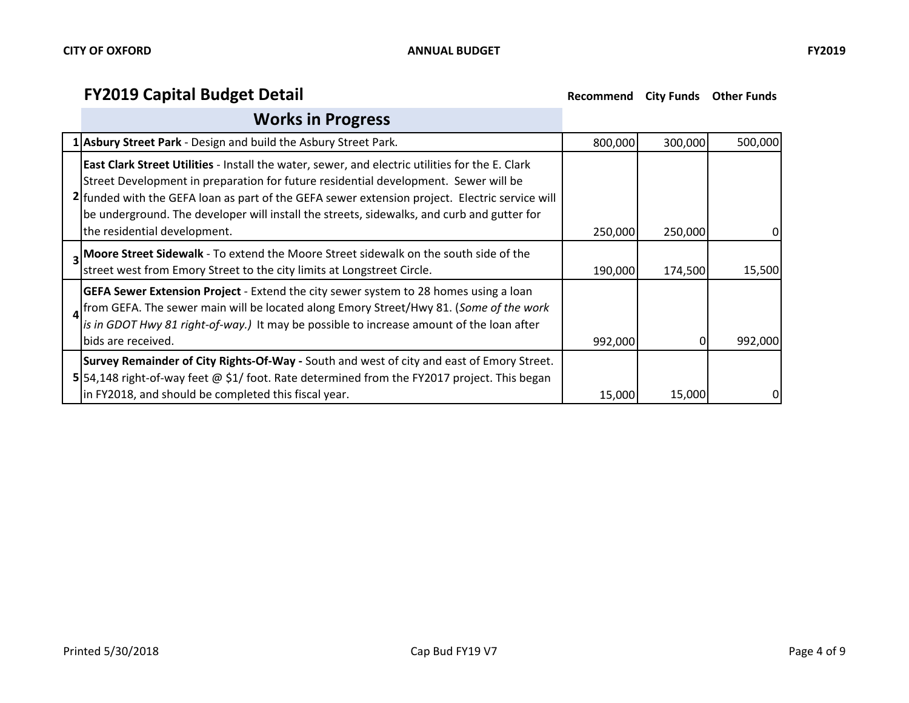## FY2019 Capital Budget Detail

### Works in Progress

| # | Project | Recommend | City Funds | Other Funds |
|---|---|---|---|---|
| 1 | **Asbury Street Park** - Design and build the Asbury Street Park. | 800,000 | 300,000 | 500,000 |
| 2 | **East Clark Street Utilities** - Install the water, sewer, and electric utilities for the E. Clark Street Development in preparation for future residential development. Sewer will be funded with the GEFA loan as part of the GEFA sewer extension project. Electric service will be underground. The developer will install the streets, sidewalks, and curb and gutter for the residential development. | 250,000 | 250,000 | 0 |
| 3 | **Moore Street Sidewalk** - To extend the Moore Street sidewalk on the south side of the street west from Emory Street to the city limits at Longstreet Circle. | 190,000 | 174,500 | 15,500 |
| 4 | **GEFA Sewer Extension Project** - Extend the city sewer system to 28 homes using a loan from GEFA. The sewer main will be located along Emory Street/Hwy 81. (*Some of the work is in GDOT Hwy 81 right-of-way.)* It may be possible to increase amount of the loan after bids are received. | 992,000 | 0 | 992,000 |
| 5 | **Survey Remainder of City Rights-Of-Way -** South and west of city and east of Emory Street. 54,148 right-of-way feet @ $1/ foot. Rate determined from the FY2017 project. This began in FY2018, and should be completed this fiscal year. | 15,000 | 15,000 | 0 |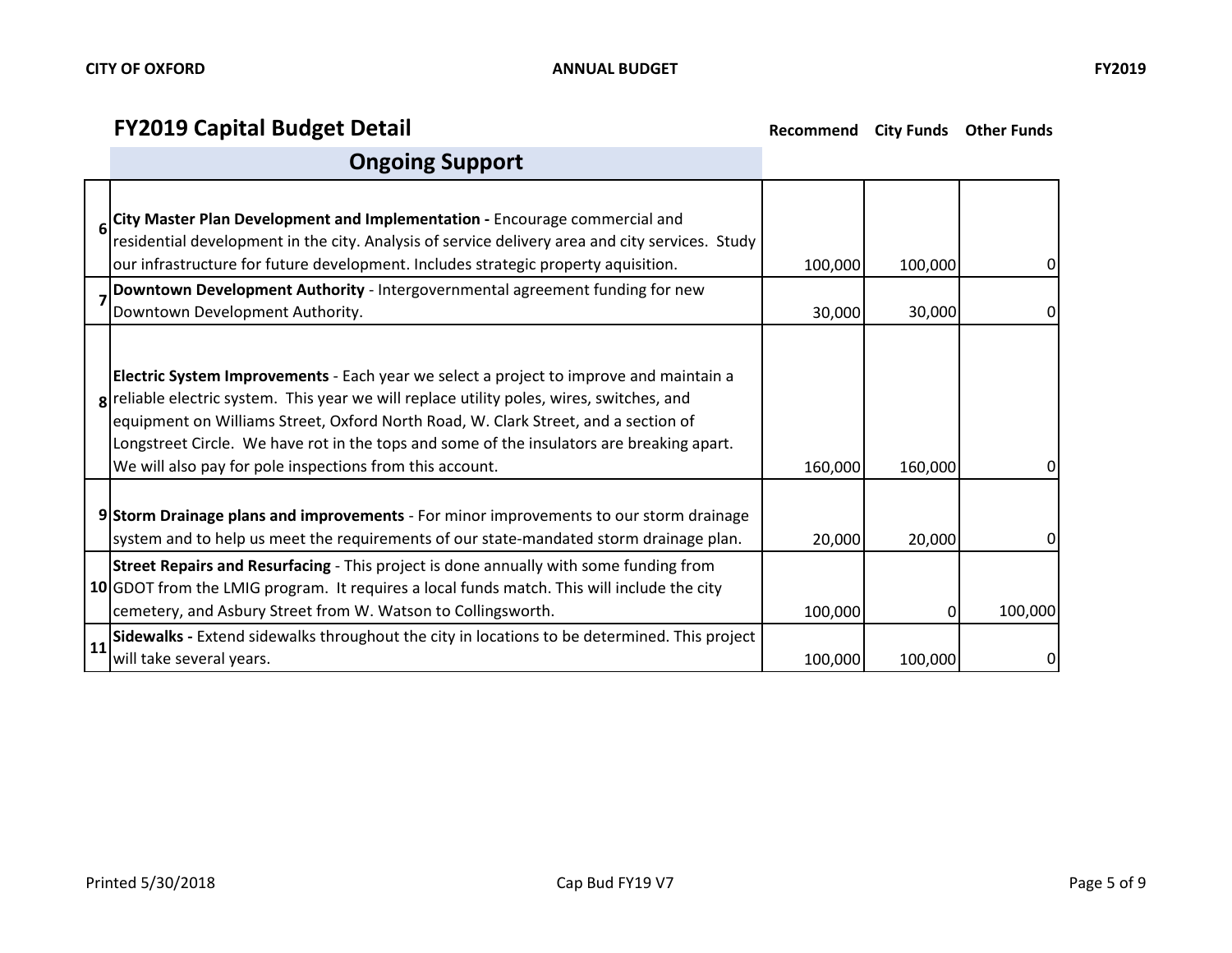## FY2019 Capital Budget Detail

| # | Ongoing Support | Recommend | City Funds | Other Funds |
|---|---|---|---|---|
| 6 | **City Master Plan Development and Implementation -** Encourage commercial and residential development in the city. Analysis of service delivery area and city services. Study our infrastructure for future development. Includes strategic property aquisition. | 100,000 | 100,000 | 0 |
| 7 | **Downtown Development Authority** - Intergovernmental agreement funding for new Downtown Development Authority. | 30,000 | 30,000 | 0 |
| 8 | **Electric System Improvements** - Each year we select a project to improve and maintain a reliable electric system. This year we will replace utility poles, wires, switches, and equipment on Williams Street, Oxford North Road, W. Clark Street, and a section of Longstreet Circle. We have rot in the tops and some of the insulators are breaking apart. We will also pay for pole inspections from this account. | 160,000 | 160,000 | 0 |
| 9 | **Storm Drainage plans and improvements** - For minor improvements to our storm drainage system and to help us meet the requirements of our state-mandated storm drainage plan. | 20,000 | 20,000 | 0 |
| 10 | **Street Repairs and Resurfacing** - This project is done annually with some funding from GDOT from the LMIG program. It requires a local funds match. This will include the city cemetery, and Asbury Street from W. Watson to Collingsworth. | 100,000 | 0 | 100,000 |
| 11 | **Sidewalks -** Extend sidewalks throughout the city in locations to be determined. This project will take several years. | 100,000 | 100,000 | 0 |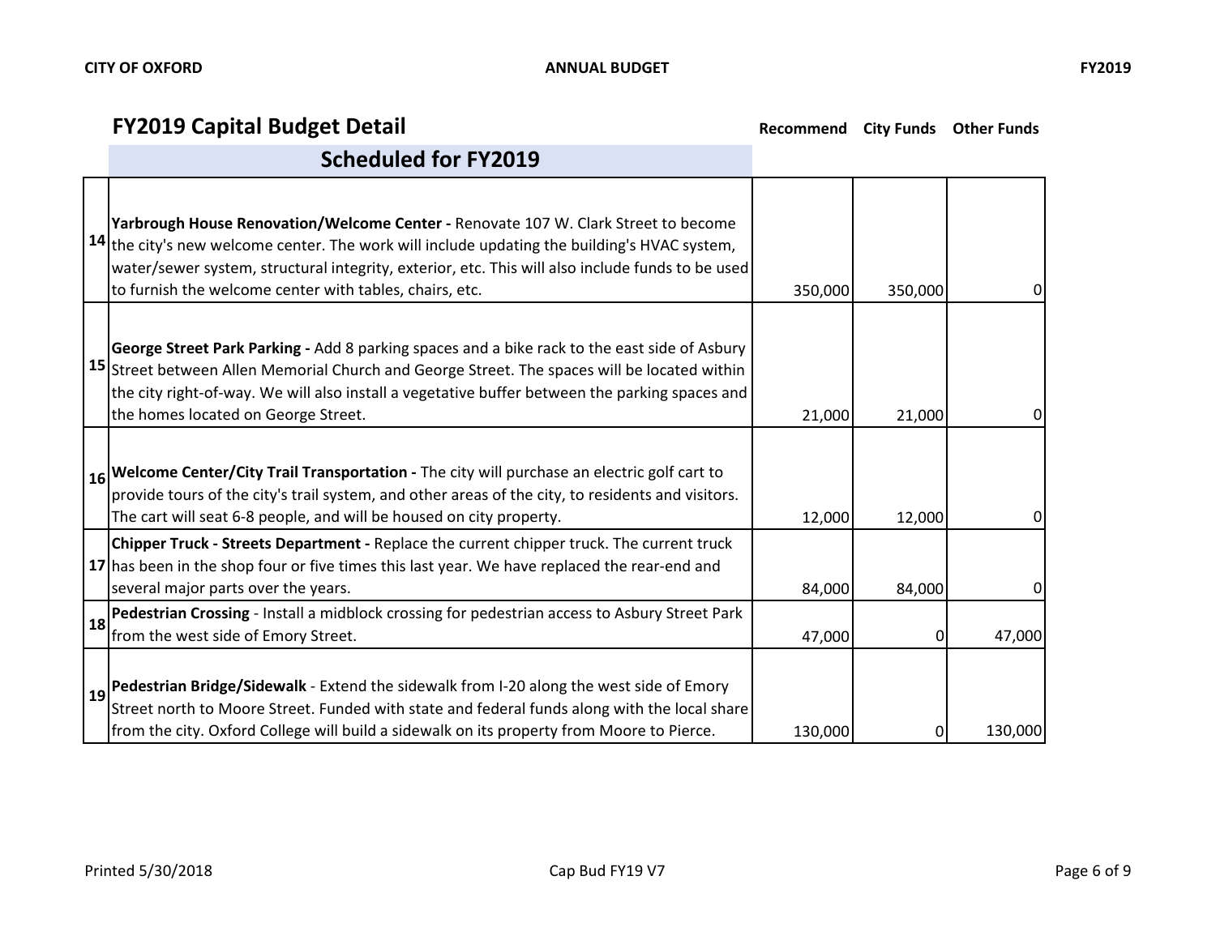## FY2019 Capital Budget Detail

### Scheduled for FY2019

| # | Project | Recommend | City Funds | Other Funds |
|---|---|---|---|---|
| 14 | **Yarbrough House Renovation/Welcome Center -** Renovate 107 W. Clark Street to become the city's new welcome center. The work will include updating the building's HVAC system, water/sewer system, structural integrity, exterior, etc. This will also include funds to be used to furnish the welcome center with tables, chairs, etc. | 350,000 | 350,000 | 0 |
| 15 | **George Street Park Parking -** Add 8 parking spaces and a bike rack to the east side of Asbury Street between Allen Memorial Church and George Street. The spaces will be located within the city right-of-way. We will also install a vegetative buffer between the parking spaces and the homes located on George Street. | 21,000 | 21,000 | 0 |
| 16 | **Welcome Center/City Trail Transportation -** The city will purchase an electric golf cart to provide tours of the city's trail system, and other areas of the city, to residents and visitors. The cart will seat 6-8 people, and will be housed on city property. | 12,000 | 12,000 | 0 |
| 17 | **Chipper Truck - Streets Department -** Replace the current chipper truck. The current truck has been in the shop four or five times this last year. We have replaced the rear-end and several major parts over the years. | 84,000 | 84,000 | 0 |
| 18 | **Pedestrian Crossing** - Install a midblock crossing for pedestrian access to Asbury Street Park from the west side of Emory Street. | 47,000 | 0 | 47,000 |
| 19 | **Pedestrian Bridge/Sidewalk** - Extend the sidewalk from I-20 along the west side of Emory Street north to Moore Street. Funded with state and federal funds along with the local share from the city. Oxford College will build a sidewalk on its property from Moore to Pierce. | 130,000 | 0 | 130,000 |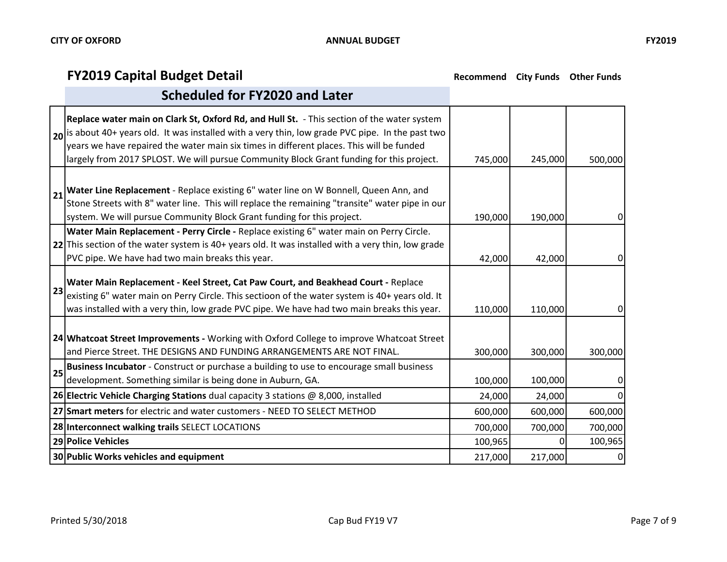## FY2019 Capital Budget Detail

### Scheduled for FY2020 and Later

| # | Description | Recommend | City Funds | Other Funds |
|---|---|---|---|---|
| 20 | **Replace water main on Clark St, Oxford Rd, and Hull St.** - This section of the water system is about 40+ years old. It was installed with a very thin, low grade PVC pipe. In the past two years we have repaired the water main six times in different places. This will be funded largely from 2017 SPLOST. We will pursue Community Block Grant funding for this project. | 745,000 | 245,000 | 500,000 |
| 21 | **Water Line Replacement** - Replace existing 6" water line on W Bonnell, Queen Ann, and Stone Streets with 8" water line. This will replace the remaining "transite" water pipe in our system. We will pursue Community Block Grant funding for this project. | 190,000 | 190,000 | 0 |
| 22 | **Water Main Replacement - Perry Circle -** Replace existing 6" water main on Perry Circle. This section of the water system is 40+ years old. It was installed with a very thin, low grade PVC pipe. We have had two main breaks this year. | 42,000 | 42,000 | 0 |
| 23 | **Water Main Replacement - Keel Street, Cat Paw Court, and Beakhead Court -** Replace existing 6" water main on Perry Circle. This sectioon of the water system is 40+ years old. It was installed with a very thin, low grade PVC pipe. We have had two main breaks this year. | 110,000 | 110,000 | 0 |
| 24 | **Whatcoat Street Improvements -** Working with Oxford College to improve Whatcoat Street and Pierce Street. THE DESIGNS AND FUNDING ARRANGEMENTS ARE NOT FINAL. | 300,000 | 300,000 | 300,000 |
| 25 | **Business Incubator** - Construct or purchase a building to use to encourage small business development. Something similar is being done in Auburn, GA. | 100,000 | 100,000 | 0 |
| 26 | **Electric Vehicle Charging Stations** dual capacity 3 stations @ 8,000, installed | 24,000 | 24,000 | 0 |
| 27 | **Smart meters** for electric and water customers - NEED TO SELECT METHOD | 600,000 | 600,000 | 600,000 |
| 28 | **Interconnect walking trails** SELECT LOCATIONS | 700,000 | 700,000 | 700,000 |
| 29 | **Police Vehicles** | 100,965 | 0 | 100,965 |
| 30 | **Public Works vehicles and equipment** | 217,000 | 217,000 | 0 |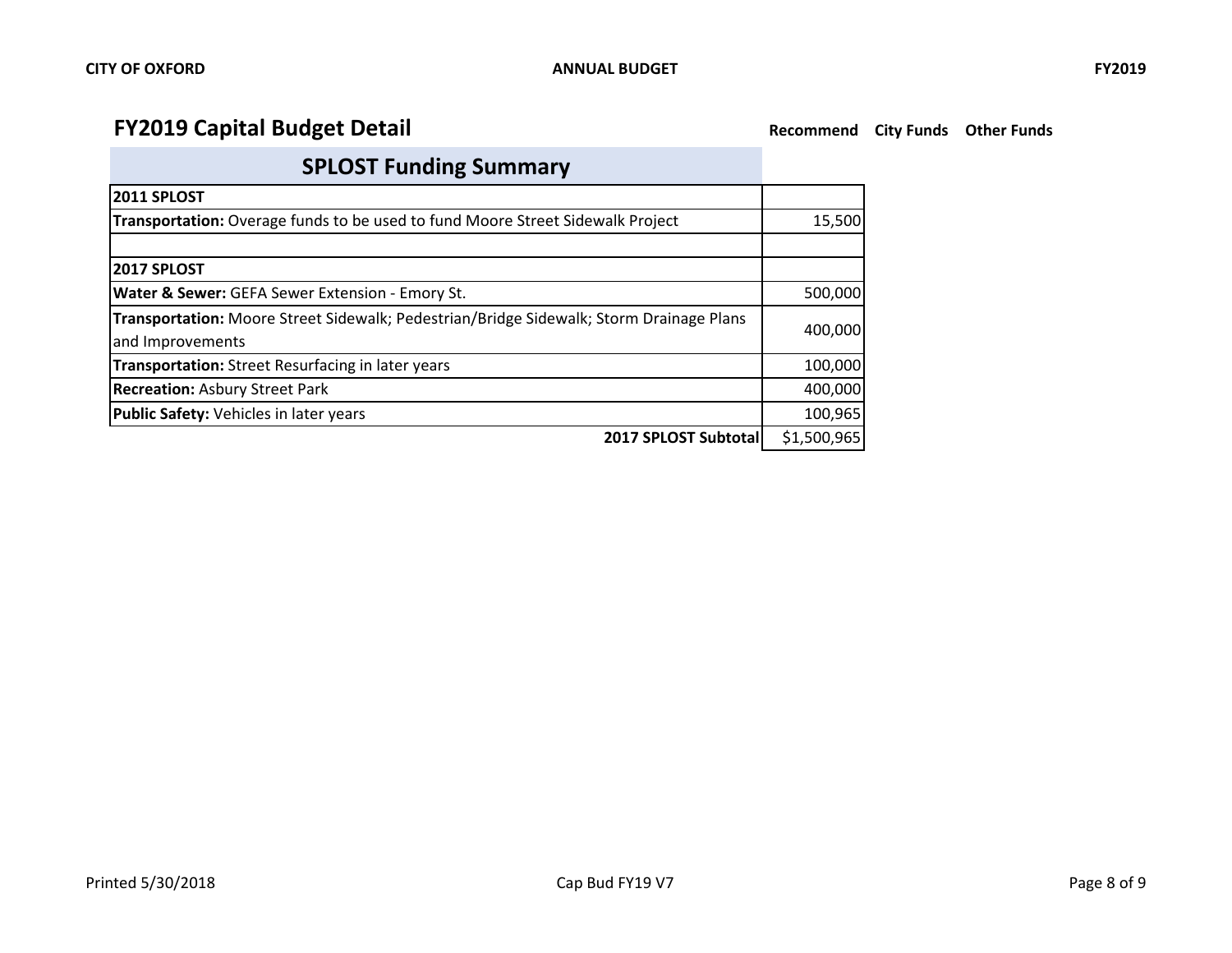## FY2019 Capital Budget Detail

| SPLOST Funding Summary | Recommend | City Funds | Other Funds |
|---|---|---|---|
| **2011 SPLOST** | | | |
| **Transportation:** Overage funds to be used to fund Moore Street Sidewalk Project | 15,500 | | |
| | | | |
| **2017 SPLOST** | | | |
| **Water & Sewer:** GEFA Sewer Extension - Emory St. | 500,000 | | |
| **Transportation:** Moore Street Sidewalk; Pedestrian/Bridge Sidewalk; Storm Drainage Plans and Improvements | 400,000 | | |
| **Transportation:** Street Resurfacing in later years | 100,000 | | |
| **Recreation:** Asbury Street Park | 400,000 | | |
| **Public Safety:** Vehicles in later years | 100,965 | | |
| **2017 SPLOST Subtotal** | $1,500,965 | | |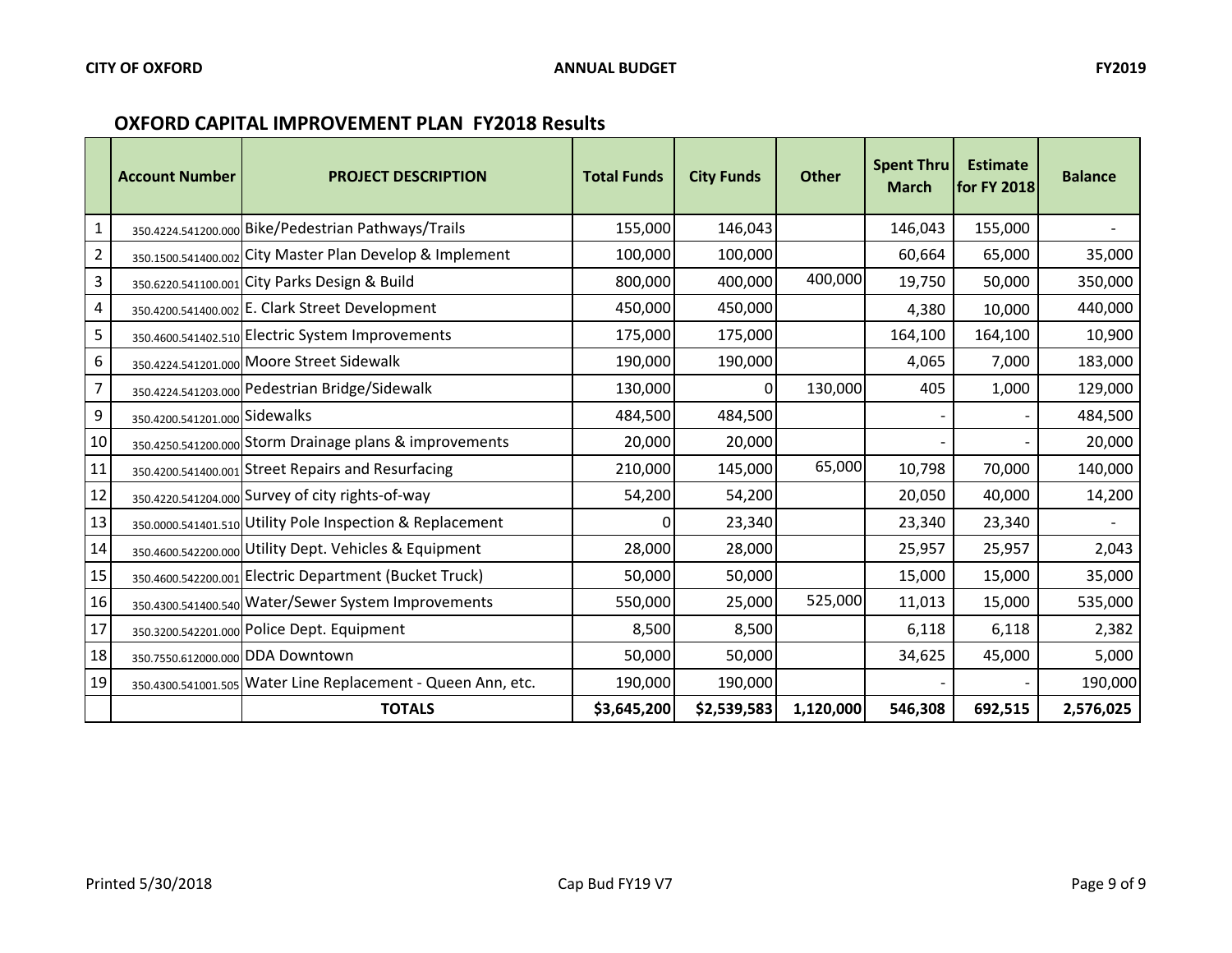## OXFORD CAPITAL IMPROVEMENT PLAN FY2018 Results

| | Account Number | PROJECT DESCRIPTION | Total Funds | City Funds | Other | Spent Thru March | Estimate for FY 2018 | Balance |
|---|---|---|---|---|---|---|---|---|
| 1 | 350.4224.541200.000 | Bike/Pedestrian Pathways/Trails | 155,000 | 146,043 | | 146,043 | 155,000 | - |
| 2 | 350.1500.541400.002 | City Master Plan Develop & Implement | 100,000 | 100,000 | | 60,664 | 65,000 | 35,000 |
| 3 | 350.6220.541100.001 | City Parks Design & Build | 800,000 | 400,000 | 400,000 | 19,750 | 50,000 | 350,000 |
| 4 | 350.4200.541400.002 | E. Clark Street Development | 450,000 | 450,000 | | 4,380 | 10,000 | 440,000 |
| 5 | 350.4600.541402.510 | Electric System Improvements | 175,000 | 175,000 | | 164,100 | 164,100 | 10,900 |
| 6 | 350.4224.541201.000 | Moore Street Sidewalk | 190,000 | 190,000 | | 4,065 | 7,000 | 183,000 |
| 7 | 350.4224.541203.000 | Pedestrian Bridge/Sidewalk | 130,000 | 0 | 130,000 | 405 | 1,000 | 129,000 |
| 9 | 350.4200.541201.000 | Sidewalks | 484,500 | 484,500 | | - | - | 484,500 |
| 10 | 350.4250.541200.000 | Storm Drainage plans & improvements | 20,000 | 20,000 | | - | - | 20,000 |
| 11 | 350.4200.541400.001 | Street Repairs and Resurfacing | 210,000 | 145,000 | 65,000 | 10,798 | 70,000 | 140,000 |
| 12 | 350.4220.541204.000 | Survey of city rights-of-way | 54,200 | 54,200 | | 20,050 | 40,000 | 14,200 |
| 13 | 350.0000.541401.510 | Utility Pole Inspection & Replacement | 0 | 23,340 | | 23,340 | 23,340 | - |
| 14 | 350.4600.542200.000 | Utility Dept. Vehicles & Equipment | 28,000 | 28,000 | | 25,957 | 25,957 | 2,043 |
| 15 | 350.4600.542200.001 | Electric Department (Bucket Truck) | 50,000 | 50,000 | | 15,000 | 15,000 | 35,000 |
| 16 | 350.4300.541400.540 | Water/Sewer System Improvements | 550,000 | 25,000 | 525,000 | 11,013 | 15,000 | 535,000 |
| 17 | 350.3200.542201.000 | Police Dept. Equipment | 8,500 | 8,500 | | 6,118 | 6,118 | 2,382 |
| 18 | 350.7550.612000.000 | DDA Downtown | 50,000 | 50,000 | | 34,625 | 45,000 | 5,000 |
| 19 | 350.4300.541001.505 | Water Line Replacement - Queen Ann, etc. | 190,000 | 190,000 | | - | - | 190,000 |
| | | **TOTALS** | **$3,645,200** | **$2,539,583** | **1,120,000** | **546,308** | **692,515** | **2,576,025** |